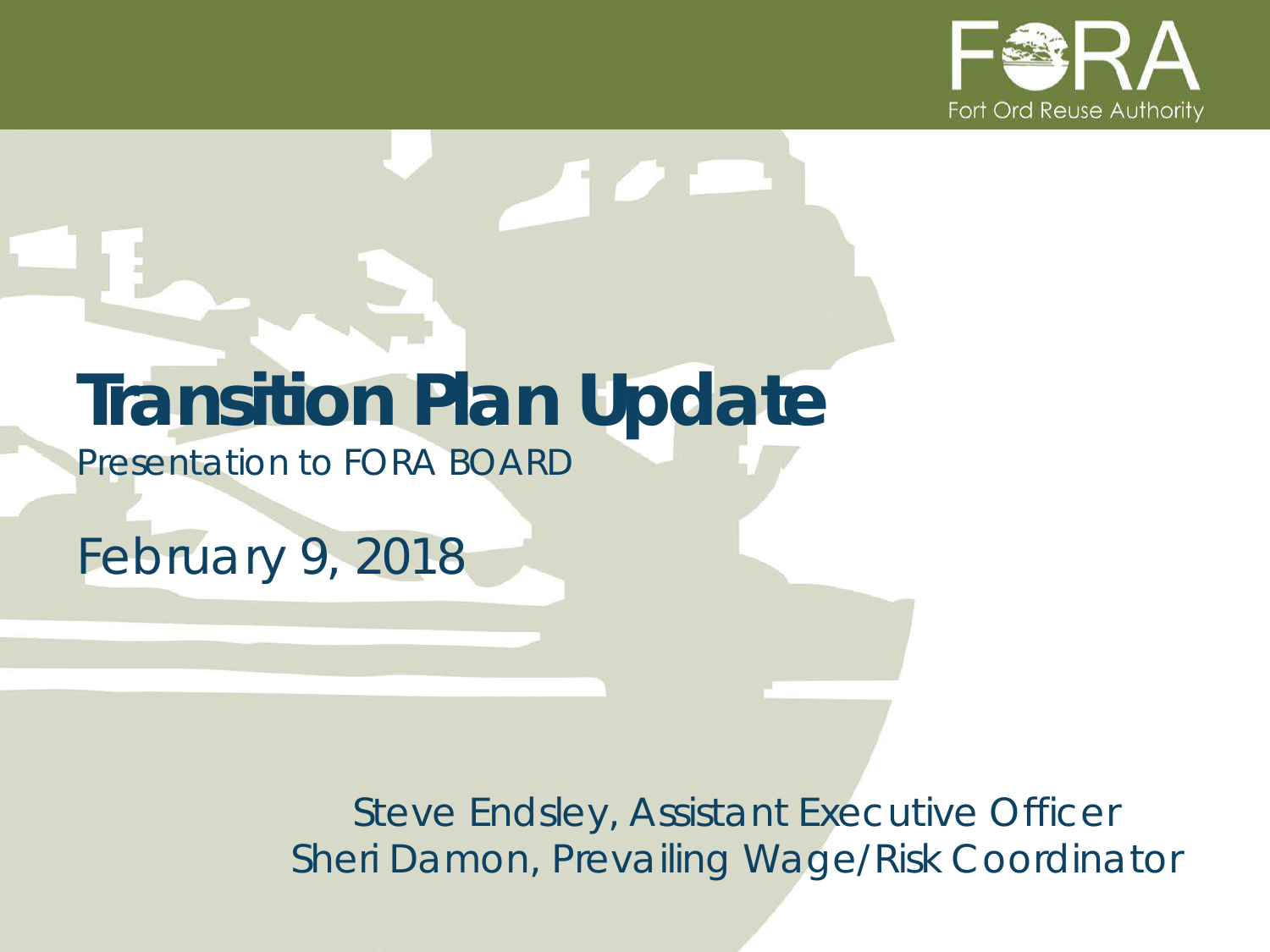FORA

Fort Ord Reuse Authority

# Transition Plan Update

Presentation to FORA BOARD

February 9, 2018

Steve Endsley, Assistant Executive Officer
Sheri Damon, Prevailing Wage/Risk Coordinator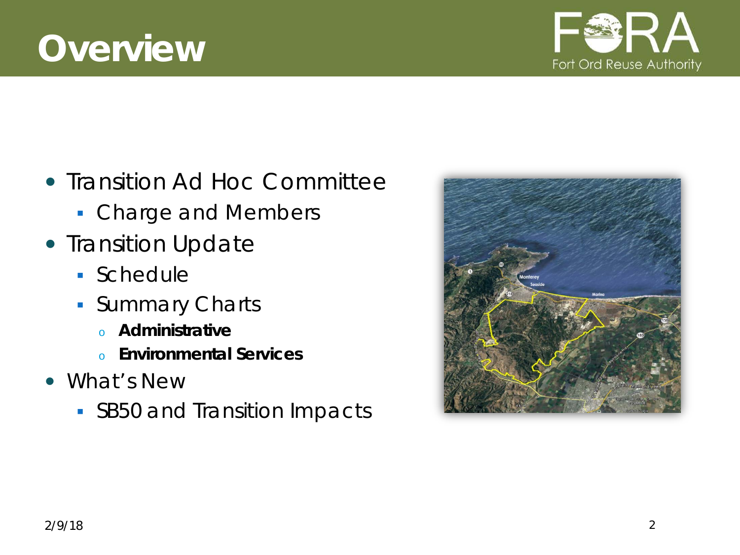# Overview

- Transition Ad Hoc Committee
  - Charge and Members
- Transition Update
  - Schedule
  - Summary Charts
    - **Administrative**
    - **Environmental Services**
- What's New
  - SB50 and Transition Impacts

2/9/18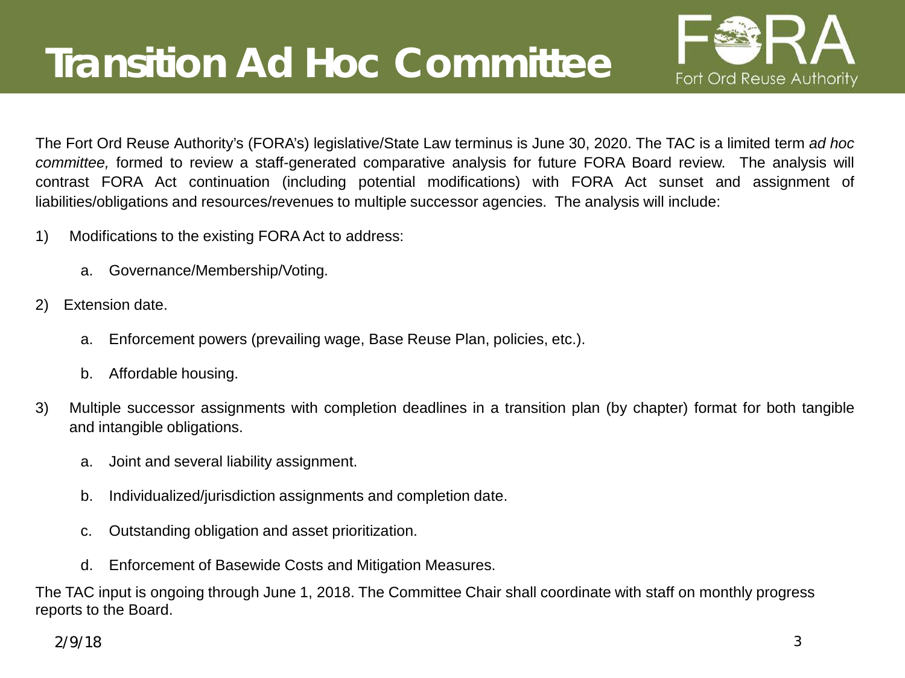# Transition Ad Hoc Committee

The Fort Ord Reuse Authority's (FORA's) legislative/State Law terminus is June 30, 2020. The TAC is a limited term *ad hoc committee,* formed to review a staff-generated comparative analysis for future FORA Board review. The analysis will contrast FORA Act continuation (including potential modifications) with FORA Act sunset and assignment of liabilities/obligations and resources/revenues to multiple successor agencies. The analysis will include:

1) Modifications to the existing FORA Act to address:
   a. Governance/Membership/Voting.
2) Extension date.
   a. Enforcement powers (prevailing wage, Base Reuse Plan, policies, etc.).
   b. Affordable housing.
3) Multiple successor assignments with completion deadlines in a transition plan (by chapter) format for both tangible and intangible obligations.
   a. Joint and several liability assignment.
   b. Individualized/jurisdiction assignments and completion date.
   c. Outstanding obligation and asset prioritization.
   d. Enforcement of Basewide Costs and Mitigation Measures.

The TAC input is ongoing through June 1, 2018. The Committee Chair shall coordinate with staff on monthly progress reports to the Board.

2/9/18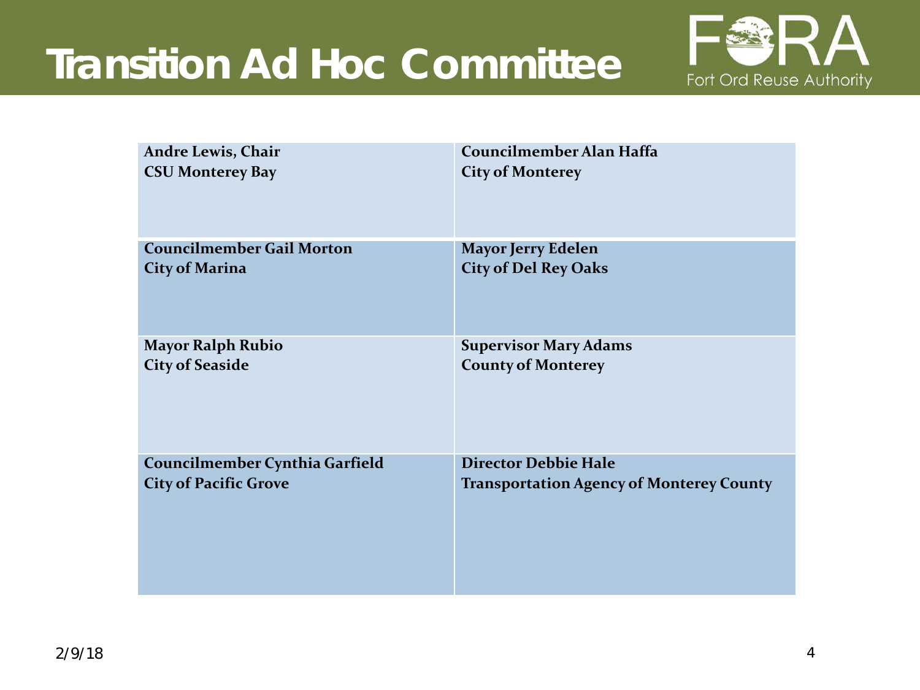# Transition Ad Hoc Committee

Fort Ord Reuse Authority

| | |
|---|---|
| **Andre Lewis, Chair**<br>**CSU Monterey Bay** | **Councilmember Alan Haffa**<br>**City of Monterey** |
| **Councilmember Gail Morton**<br>**City of Marina** | **Mayor Jerry Edelen**<br>**City of Del Rey Oaks** |
| **Mayor Ralph Rubio**<br>**City of Seaside** | **Supervisor Mary Adams**<br>**County of Monterey** |
| **Councilmember Cynthia Garfield**<br>**City of Pacific Grove** | **Director Debbie Hale**<br>**Transportation Agency of Monterey County** |

2/9/18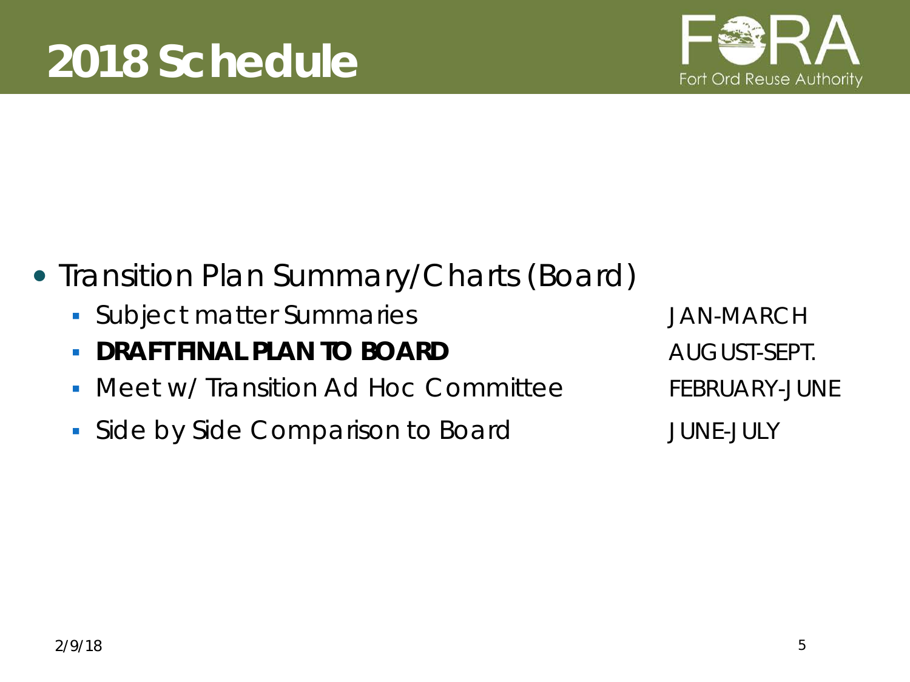# 2018 Schedule

- Transition Plan Summary/Charts (Board)
  - Subject matter Summaries — JAN-MARCH
  - **DRAFT FINAL PLAN TO BOARD** — AUGUST-SEPT.
  - Meet w/ Transition Ad Hoc Committee — FEBRUARY-JUNE
  - Side by Side Comparison to Board — JUNE-JULY

2/9/18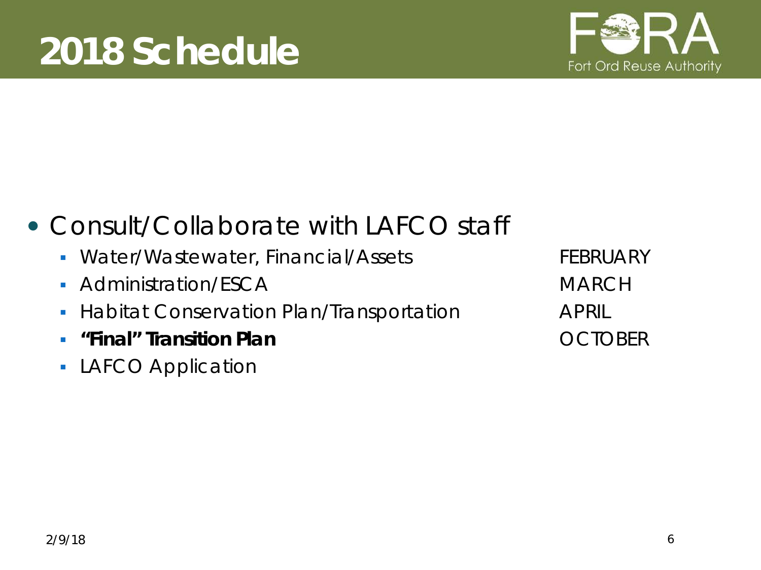# 2018 Schedule

- Consult/Collaborate with LAFCO staff
  - Water/Wastewater, Financial/Assets — FEBRUARY
  - Administration/ESCA — MARCH
  - Habitat Conservation Plan/Transportation — APRIL
  - **"Final" Transition Plan** — OCTOBER
  - LAFCO Application

2/9/18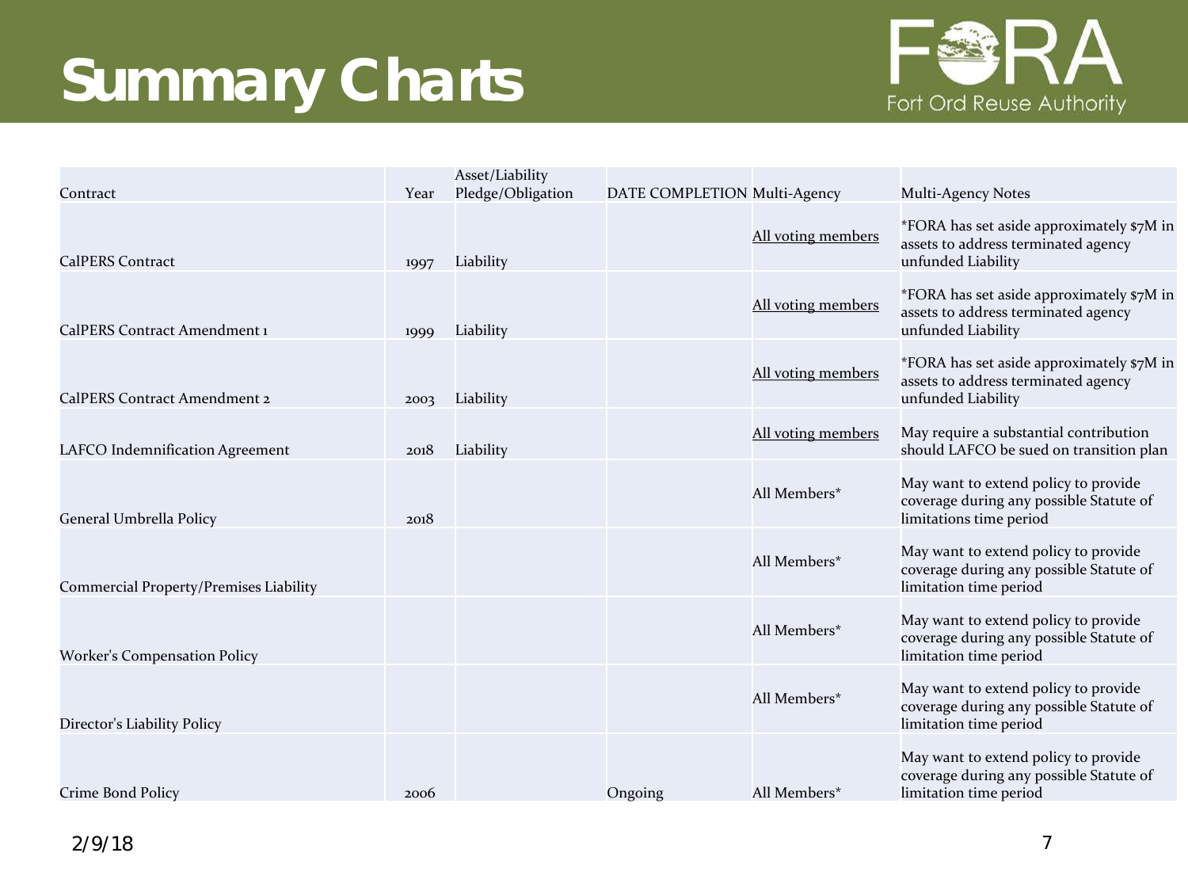# Summary Charts

| Contract | Year | Asset/Liability Pledge/Obligation | DATE COMPLETION | Multi-Agency | Multi-Agency Notes |
|---|---|---|---|---|---|
| CalPERS Contract | 1997 | Liability | | All voting members | *FORA has set aside approximately $7M in assets to address terminated agency unfunded Liability |
| CalPERS Contract Amendment 1 | 1999 | Liability | | All voting members | *FORA has set aside approximately $7M in assets to address terminated agency unfunded Liability |
| CalPERS Contract Amendment 2 | 2003 | Liability | | All voting members | *FORA has set aside approximately $7M in assets to address terminated agency unfunded Liability |
| LAFCO Indemnification Agreement | 2018 | Liability | | All voting members | May require a substantial contribution should LAFCO be sued on transition plan |
| General Umbrella Policy | 2018 | | | All Members* | May want to extend policy to provide coverage during any possible Statute of limitations time period |
| Commercial Property/Premises Liability | | | | All Members* | May want to extend policy to provide coverage during any possible Statute of limitation time period |
| Worker's Compensation Policy | | | | All Members* | May want to extend policy to provide coverage during any possible Statute of limitation time period |
| Director's Liability Policy | | | | All Members* | May want to extend policy to provide coverage during any possible Statute of limitation time period |
| Crime Bond Policy | 2006 | | Ongoing | All Members* | May want to extend policy to provide coverage during any possible Statute of limitation time period |

2/9/18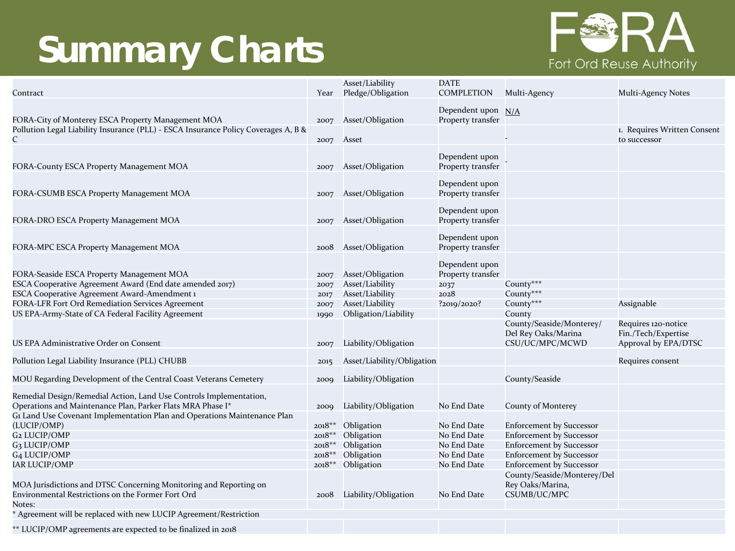# Summary Charts

| Contract | Year | Asset/Liability Pledge/Obligation | DATE COMPLETION | Multi-Agency | Multi-Agency Notes |
|---|---|---|---|---|---|
| FORA-City of Monterey ESCA Property Management MOA | 2007 | Asset/Obligation | Dependent upon Property transfer | N/A | |
| Pollution Legal Liability Insurance (PLL) - ESCA Insurance Policy Coverages A, B & C | 2007 | Asset | | - | 1. Requires Written Consent to successor |
| FORA-County ESCA Property Management MOA | 2007 | Asset/Obligation | Dependent upon Property transfer | - | |
| FORA-CSUMB ESCA Property Management MOA | 2007 | Asset/Obligation | Dependent upon Property transfer | | |
| FORA-DRO ESCA Property Management MOA | 2007 | Asset/Obligation | Dependent upon Property transfer | | |
| FORA-MPC ESCA Property Management MOA | 2008 | Asset/Obligation | Dependent upon Property transfer | | |
| FORA-Seaside ESCA Property Management MOA | 2007 | Asset/Obligation | Dependent upon Property transfer | | |
| ESCA Cooperative Agreement Award (End date amended 2017) | 2007 | Asset/Liability | 2037 | County*** | |
| ESCA Cooperative Agreement Award-Amendment 1 | 2017 | Asset/Liability | 2028 | County*** | |
| FORA-LFR Fort Ord Remediation Services Agreement | 2007 | Asset/Liability | ?2019/2020? | County*** | Assignable |
| US EPA-Army-State of CA Federal Facility Agreement | 1990 | Obligation/Liability | | County | |
| US EPA Administrative Order on Consent | 2007 | Liability/Obligation | | County/Seaside/Monterey/ Del Rey Oaks/Marina CSU/UC/MPC/MCWD | Requires 120-notice Fin./Tech/Expertise Approval by EPA/DTSC |
| Pollution Legal Liability Insurance (PLL) CHUBB | 2015 | Asset/Liability/Obligation | | | Requires consent |
| MOU Regarding Development of the Central Coast Veterans Cemetery | 2009 | Liability/Obligation | | County/Seaside | |
| Remedial Design/Remedial Action, Land Use Controls Implementation, Operations and Maintenance Plan, Parker Flats MRA Phase I* | 2009 | Liability/Obligation | No End Date | County of Monterey | |
| G1 Land Use Covenant Implementation Plan and Operations Maintenance Plan (LUCIP/OMP) | 2018** | Obligation | No End Date | Enforcement by Successor | |
| G2 LUCIP/OMP | 2018** | Obligation | No End Date | Enforcement by Successor | |
| G3 LUCIP/OMP | 2018** | Obligation | No End Date | Enforcement by Successor | |
| G4 LUCIP/OMP | 2018** | Obligation | No End Date | Enforcement by Successor | |
| IAR LUCIP/OMP | 2018** | Obligation | No End Date | Enforcement by Successor | |
| MOA Jurisdictions and DTSC Concerning Monitoring and Reporting on Environmental Restrictions on the Former Fort Ord | 2008 | Liability/Obligation | No End Date | County/Seaside/Monterey/Del Rey Oaks/Marina, CSUMB/UC/MPC | |

Notes:

* Agreement will be replaced with new LUCIP Agreement/Restriction

** LUCIP/OMP agreements are expected to be finalized in 2018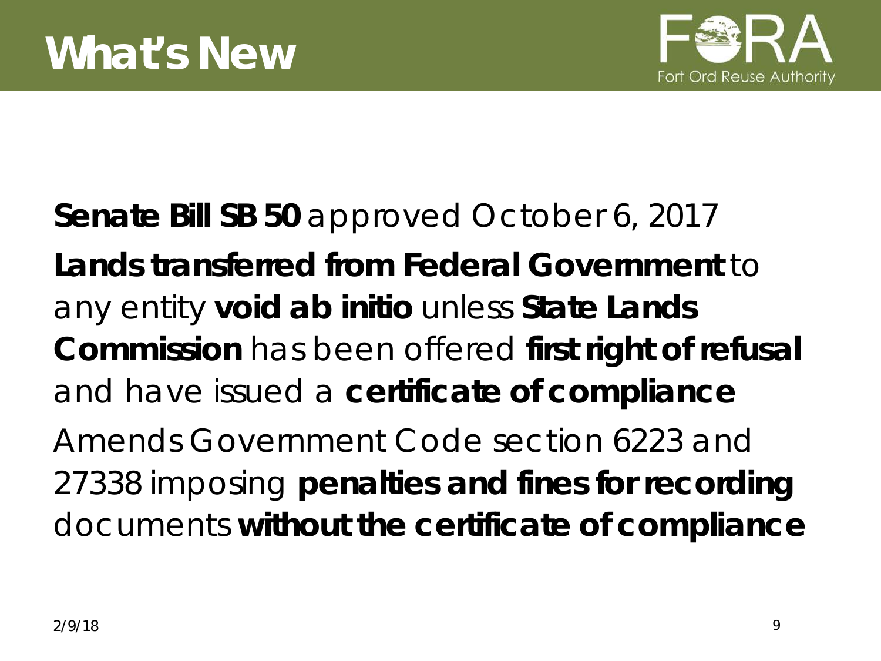# What's New

**Senate Bill SB 50** approved October 6, 2017

**Lands transferred from Federal Government** to any entity **void ab initio** unless **State Lands Commission** has been offered **first right of refusal** and have issued a **certificate of compliance**

Amends Government Code section 6223 and 27338 imposing **penalties and fines for recording** documents **without the certificate of compliance**

2/9/18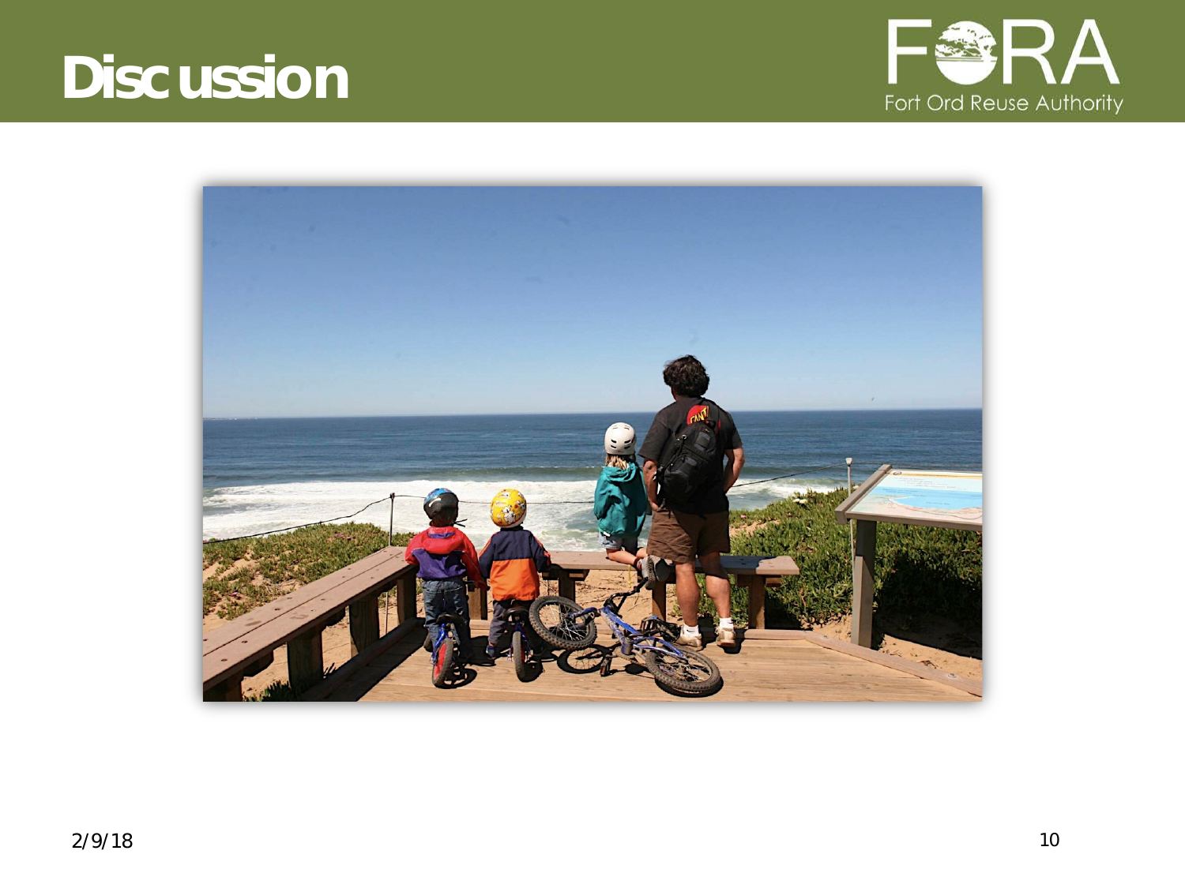# Discussion